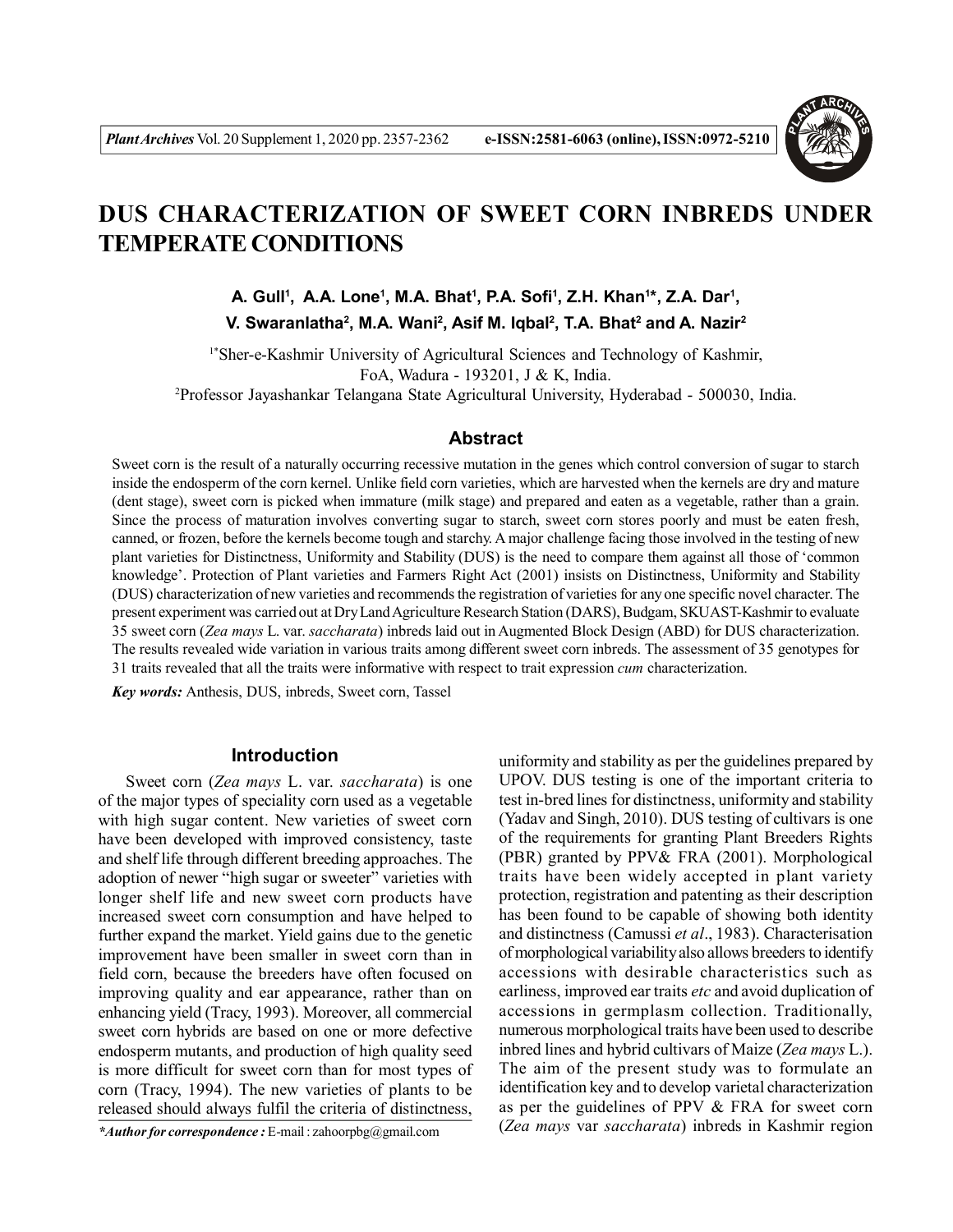# DUS CHARACTERIZATION OF SWEET CORN INBREDS UNDER TEMPERATE CONDITIONS

**A. Gull[1], A.A. Lone[1], M.A. Bhat[1], P.A. Sofi[1], Z.H. Khan[1]*, Z.A. Dar[1], V. Swaranlatha[2], M.A. Wani[2], Asif M. Iqbal[2], T.A. Bhat[2] and A. Nazir[2]**

[1*]Sher-e-Kashmir University of Agricultural Sciences and Technology of Kashmir, FoA, Wadura - 193201, J & K, India.

[2]Professor Jayashankar Telangana State Agricultural University, Hyderabad - 500030, India.

## Abstract

Sweet corn is the result of a naturally occurring recessive mutation in the genes which control conversion of sugar to starch inside the endosperm of the corn kernel. Unlike field corn varieties, which are harvested when the kernels are dry and mature (dent stage), sweet corn is picked when immature (milk stage) and prepared and eaten as a vegetable, rather than a grain. Since the process of maturation involves converting sugar to starch, sweet corn stores poorly and must be eaten fresh, canned, or frozen, before the kernels become tough and starchy. A major challenge facing those involved in the testing of new plant varieties for Distinctness, Uniformity and Stability (DUS) is the need to compare them against all those of 'common knowledge'. Protection of Plant varieties and Farmers Right Act (2001) insists on Distinctness, Uniformity and Stability (DUS) characterization of new varieties and recommends the registration of varieties for any one specific novel character. The present experiment was carried out at Dry Land Agriculture Research Station (DARS), Budgam, SKUAST-Kashmir to evaluate 35 sweet corn (*Zea mays* L. var. *saccharata*) inbreds laid out in Augmented Block Design (ABD) for DUS characterization. The results revealed wide variation in various traits among different sweet corn inbreds. The assessment of 35 genotypes for 31 traits revealed that all the traits were informative with respect to trait expression *cum* characterization.

*Key words:* Anthesis, DUS, inbreds, Sweet corn, Tassel

## Introduction

Sweet corn (*Zea mays* L. var. *saccharata*) is one of the major types of speciality corn used as a vegetable with high sugar content. New varieties of sweet corn have been developed with improved consistency, taste and shelf life through different breeding approaches. The adoption of newer "high sugar or sweeter" varieties with longer shelf life and new sweet corn products have increased sweet corn consumption and have helped to further expand the market. Yield gains due to the genetic improvement have been smaller in sweet corn than in field corn, because the breeders have often focused on improving quality and ear appearance, rather than on enhancing yield (Tracy, 1993). Moreover, all commercial sweet corn hybrids are based on one or more defective endosperm mutants, and production of high quality seed is more difficult for sweet corn than for most types of corn (Tracy, 1994). The new varieties of plants to be released should always fulfil the criteria of distinctness, uniformity and stability as per the guidelines prepared by UPOV. DUS testing is one of the important criteria to test in-bred lines for distinctness, uniformity and stability (Yadav and Singh, 2010). DUS testing of cultivars is one of the requirements for granting Plant Breeders Rights (PBR) granted by PPV& FRA (2001). Morphological traits have been widely accepted in plant variety protection, registration and patenting as their description has been found to be capable of showing both identity and distinctness (Camussi *et al*., 1983). Characterisation of morphological variability also allows breeders to identify accessions with desirable characteristics such as earliness, improved ear traits *etc* and avoid duplication of accessions in germplasm collection. Traditionally, numerous morphological traits have been used to describe inbred lines and hybrid cultivars of Maize (*Zea mays* L.). The aim of the present study was to formulate an identification key and to develop varietal characterization as per the guidelines of PPV & FRA for sweet corn (*Zea mays* var *saccharata*) inbreds in Kashmir region

**\*Author for correspondence :** E-mail : zahoorpbg@gmail.com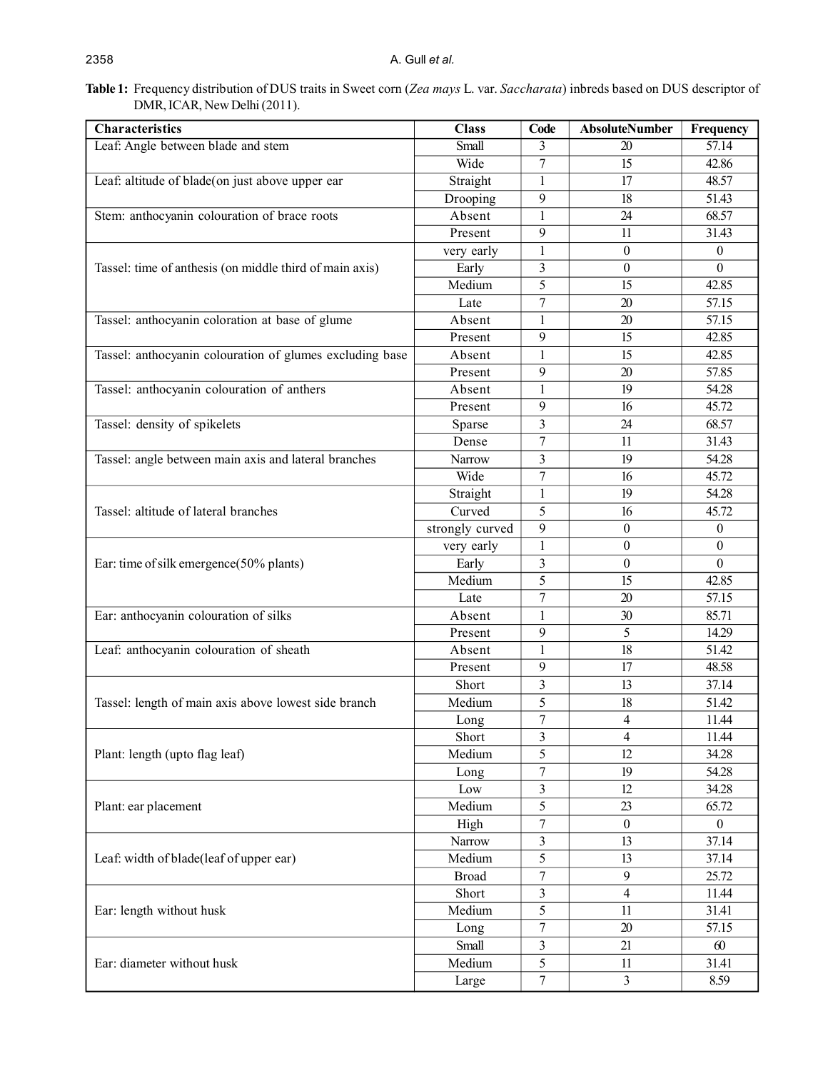**Table 1:** Frequency distribution of DUS traits in Sweet corn (*Zea mays* L. var. *Saccharata*) inbreds based on DUS descriptor of DMR, ICAR, New Delhi (2011).

| Characteristics | Class | Code | AbsoluteNumber | Frequency |
|---|---|---|---|---|
| Leaf: Angle between blade and stem | Small | 3 | 20 | 57.14 |
| | Wide | 7 | 15 | 42.86 |
| Leaf: altitude of blade(on just above upper ear | Straight | 1 | 17 | 48.57 |
| | Drooping | 9 | 18 | 51.43 |
| Stem: anthocyanin colouration of brace roots | Absent | 1 | 24 | 68.57 |
| | Present | 9 | 11 | 31.43 |
| Tassel: time of anthesis (on middle third of main axis) | very early | 1 | 0 | 0 |
| | Early | 3 | 0 | 0 |
| | Medium | 5 | 15 | 42.85 |
| | Late | 7 | 20 | 57.15 |
| Tassel: anthocyanin coloration at base of glume | Absent | 1 | 20 | 57.15 |
| | Present | 9 | 15 | 42.85 |
| Tassel: anthocyanin colouration of glumes excluding base | Absent | 1 | 15 | 42.85 |
| | Present | 9 | 20 | 57.85 |
| Tassel: anthocyanin colouration of anthers | Absent | 1 | 19 | 54.28 |
| | Present | 9 | 16 | 45.72 |
| Tassel: density of spikelets | Sparse | 3 | 24 | 68.57 |
| | Dense | 7 | 11 | 31.43 |
| Tassel: angle between main axis and lateral branches | Narrow | 3 | 19 | 54.28 |
| | Wide | 7 | 16 | 45.72 |
| Tassel: altitude of lateral branches | Straight | 1 | 19 | 54.28 |
| | Curved | 5 | 16 | 45.72 |
| | strongly curved | 9 | 0 | 0 |
| Ear: time of silk emergence(50% plants) | very early | 1 | 0 | 0 |
| | Early | 3 | 0 | 0 |
| | Medium | 5 | 15 | 42.85 |
| | Late | 7 | 20 | 57.15 |
| Ear: anthocyanin colouration of silks | Absent | 1 | 30 | 85.71 |
| | Present | 9 | 5 | 14.29 |
| Leaf: anthocyanin colouration of sheath | Absent | 1 | 18 | 51.42 |
| | Present | 9 | 17 | 48.58 |
| Tassel: length of main axis above lowest side branch | Short | 3 | 13 | 37.14 |
| | Medium | 5 | 18 | 51.42 |
| | Long | 7 | 4 | 11.44 |
| Plant: length (upto flag leaf) | Short | 3 | 4 | 11.44 |
| | Medium | 5 | 12 | 34.28 |
| | Long | 7 | 19 | 54.28 |
| Plant: ear placement | Low | 3 | 12 | 34.28 |
| | Medium | 5 | 23 | 65.72 |
| | High | 7 | 0 | 0 |
| Leaf: width of blade(leaf of upper ear) | Narrow | 3 | 13 | 37.14 |
| | Medium | 5 | 13 | 37.14 |
| | Broad | 7 | 9 | 25.72 |
| Ear: length without husk | Short | 3 | 4 | 11.44 |
| | Medium | 5 | 11 | 31.41 |
| | Long | 7 | 20 | 57.15 |
| Ear: diameter without husk | Small | 3 | 21 | 60 |
| | Medium | 5 | 11 | 31.41 |
| | Large | 7 | 3 | 8.59 |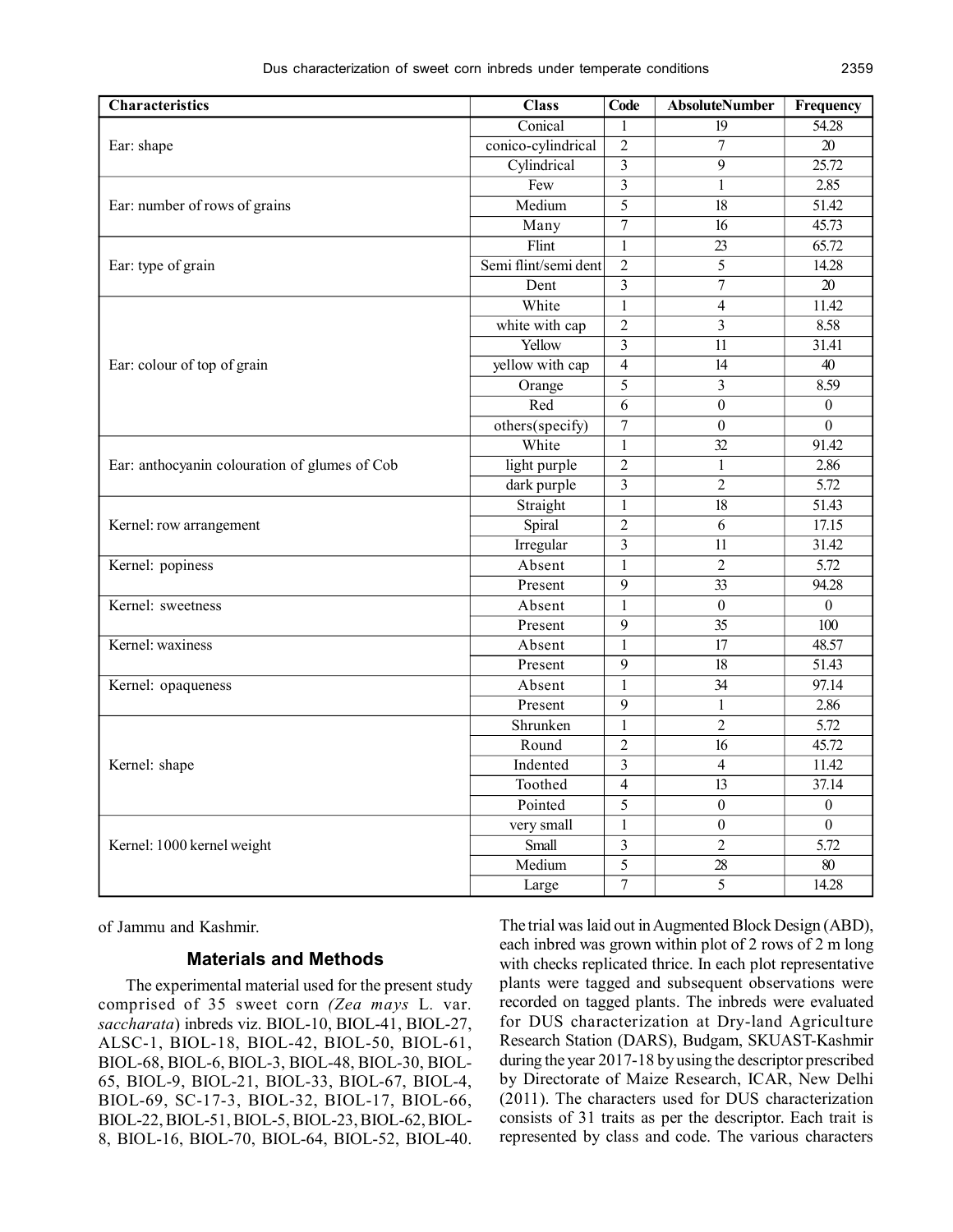| Characteristics | Class | Code | AbsoluteNumber | Frequency |
|---|---|---|---|---|
| Ear: shape | Conical | 1 | 19 | 54.28 |
| | conico-cylindrical | 2 | 7 | 20 |
| | Cylindrical | 3 | 9 | 25.72 |
| Ear: number of rows of grains | Few | 3 | 1 | 2.85 |
| | Medium | 5 | 18 | 51.42 |
| | Many | 7 | 16 | 45.73 |
| Ear: type of grain | Flint | 1 | 23 | 65.72 |
| | Semi flint/semi dent | 2 | 5 | 14.28 |
| | Dent | 3 | 7 | 20 |
| Ear: colour of top of grain | White | 1 | 4 | 11.42 |
| | white with cap | 2 | 3 | 8.58 |
| | Yellow | 3 | 11 | 31.41 |
| | yellow with cap | 4 | 14 | 40 |
| | Orange | 5 | 3 | 8.59 |
| | Red | 6 | 0 | 0 |
| | others(specify) | 7 | 0 | 0 |
| Ear: anthocyanin colouration of glumes of Cob | White | 1 | 32 | 91.42 |
| | light purple | 2 | 1 | 2.86 |
| | dark purple | 3 | 2 | 5.72 |
| Kernel: row arrangement | Straight | 1 | 18 | 51.43 |
| | Spiral | 2 | 6 | 17.15 |
| | Irregular | 3 | 11 | 31.42 |
| Kernel: popiness | Absent | 1 | 2 | 5.72 |
| | Present | 9 | 33 | 94.28 |
| Kernel: sweetness | Absent | 1 | 0 | 0 |
| | Present | 9 | 35 | 100 |
| Kernel: waxiness | Absent | 1 | 17 | 48.57 |
| | Present | 9 | 18 | 51.43 |
| Kernel: opaqueness | Absent | 1 | 34 | 97.14 |
| | Present | 9 | 1 | 2.86 |
| Kernel: shape | Shrunken | 1 | 2 | 5.72 |
| | Round | 2 | 16 | 45.72 |
| | Indented | 3 | 4 | 11.42 |
| | Toothed | 4 | 13 | 37.14 |
| | Pointed | 5 | 0 | 0 |
| Kernel: 1000 kernel weight | very small | 1 | 0 | 0 |
| | Small | 3 | 2 | 5.72 |
| | Medium | 5 | 28 | 80 |
| | Large | 7 | 5 | 14.28 |

of Jammu and Kashmir.

## Materials and Methods

The experimental material used for the present study comprised of 35 sweet corn (*Zea mays* L. var. *saccharata*) inbreds viz. BIOL-10, BIOL-41, BIOL-27, ALSC-1, BIOL-18, BIOL-42, BIOL-50, BIOL-61, BIOL-68, BIOL-6, BIOL-3, BIOL-48, BIOL-30, BIOL-65, BIOL-9, BIOL-21, BIOL-33, BIOL-67, BIOL-4, BIOL-69, SC-17-3, BIOL-32, BIOL-17, BIOL-66, BIOL-22, BIOL-51, BIOL-5, BIOL-23, BIOL-62, BIOL-8, BIOL-16, BIOL-70, BIOL-64, BIOL-52, BIOL-40. The trial was laid out in Augmented Block Design (ABD), each inbred was grown within plot of 2 rows of 2 m long with checks replicated thrice. In each plot representative plants were tagged and subsequent observations were recorded on tagged plants. The inbreds were evaluated for DUS characterization at Dry-land Agriculture Research Station (DARS), Budgam, SKUAST-Kashmir during the year 2017-18 by using the descriptor prescribed by Directorate of Maize Research, ICAR, New Delhi (2011). The characters used for DUS characterization consists of 31 traits as per the descriptor. Each trait is represented by class and code. The various characters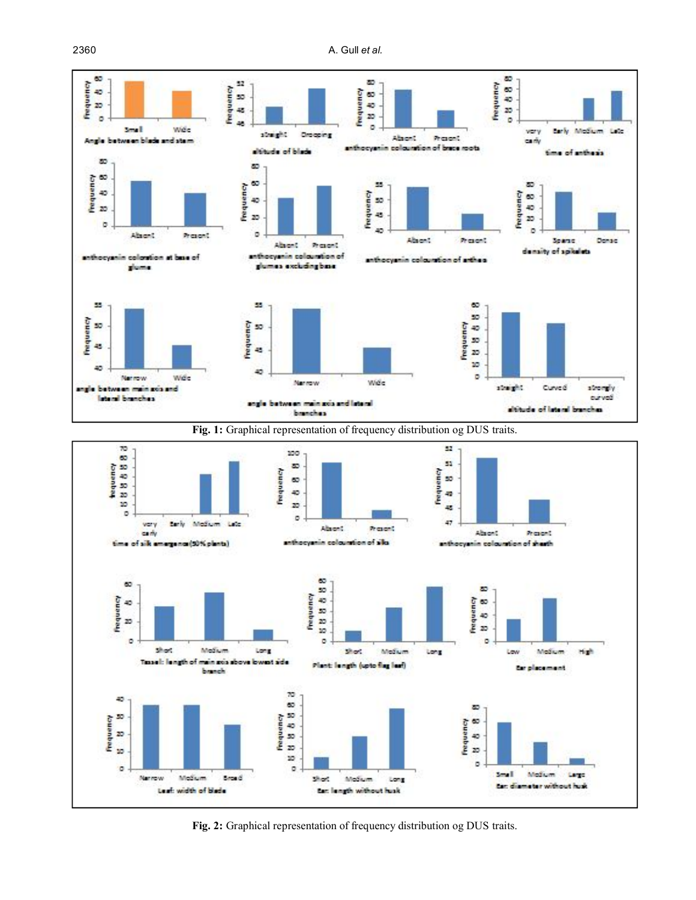Fig. 1: Graphical representation of frequency distribution og DUS traits.

Fig. 2: Graphical representation of frequency distribution og DUS traits.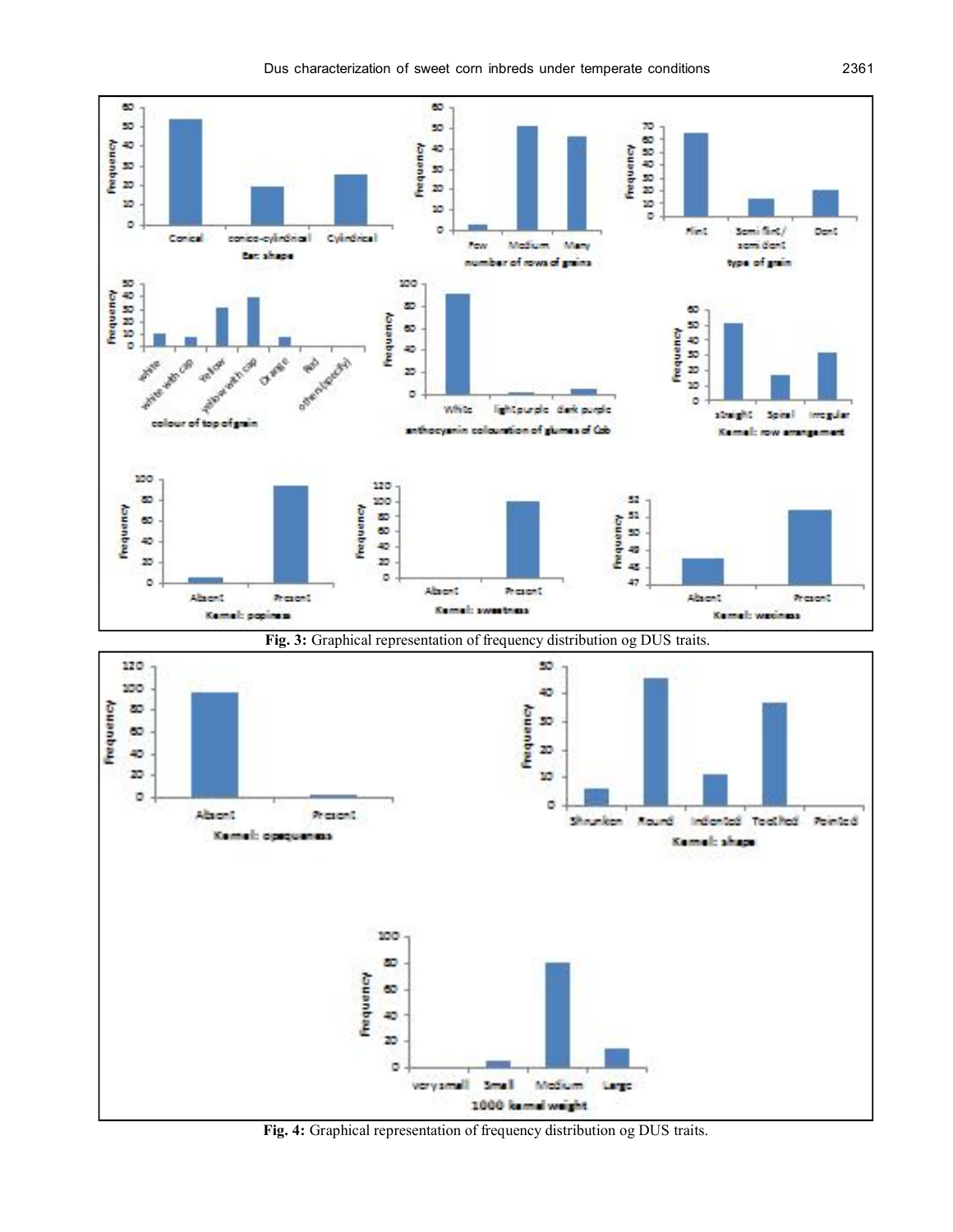Fig. 3: Graphical representation of frequency distribution og DUS traits.

Fig. 4: Graphical representation of frequency distribution og DUS traits.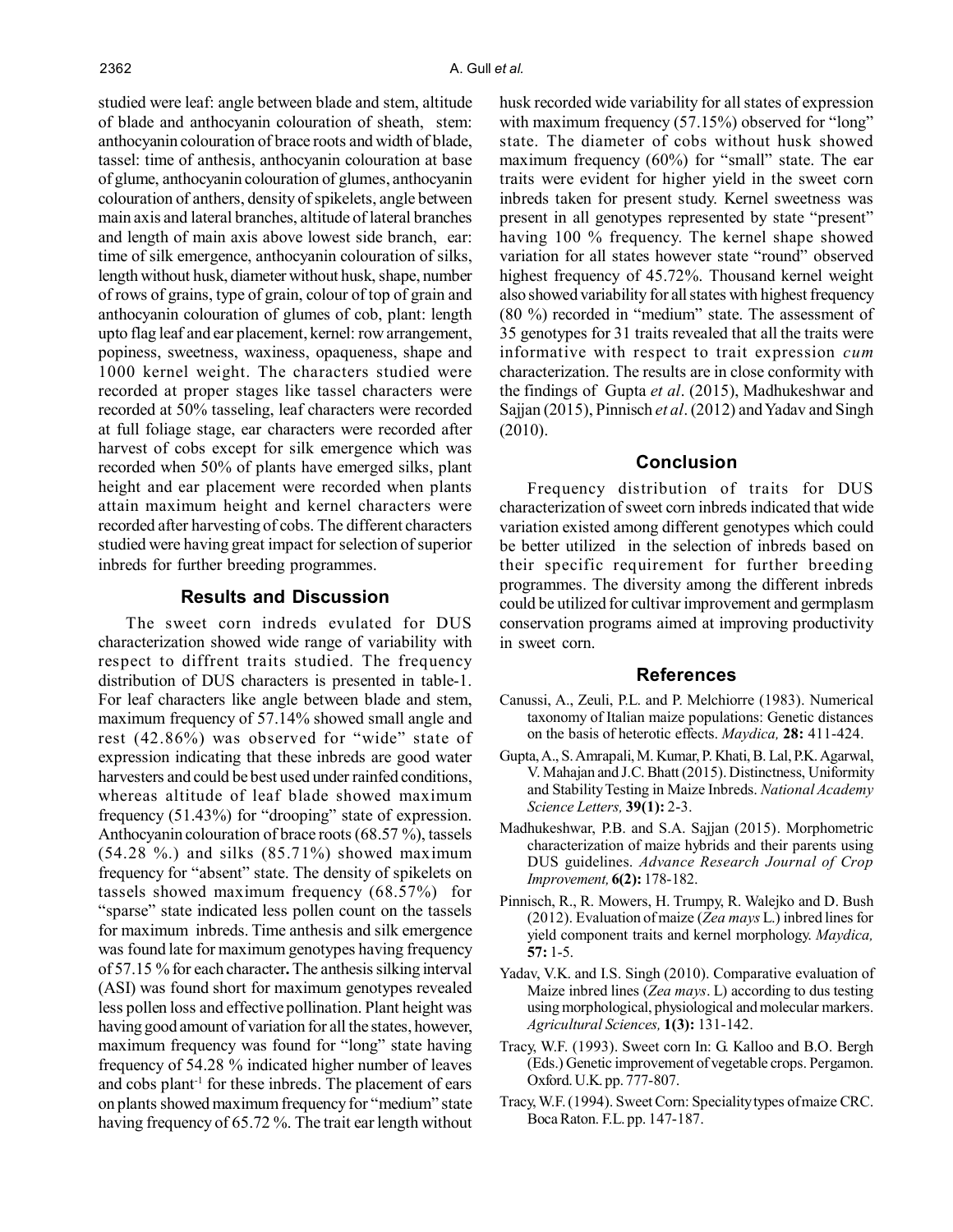studied were leaf: angle between blade and stem, altitude of blade and anthocyanin colouration of sheath, stem: anthocyanin colouration of brace roots and width of blade, tassel: time of anthesis, anthocyanin colouration at base of glume, anthocyanin colouration of glumes, anthocyanin colouration of anthers, density of spikelets, angle between main axis and lateral branches, altitude of lateral branches and length of main axis above lowest side branch, ear: time of silk emergence, anthocyanin colouration of silks, length without husk, diameter without husk, shape, number of rows of grains, type of grain, colour of top of grain and anthocyanin colouration of glumes of cob, plant: length upto flag leaf and ear placement, kernel: row arrangement, popiness, sweetness, waxiness, opaqueness, shape and 1000 kernel weight. The characters studied were recorded at proper stages like tassel characters were recorded at 50% tasseling, leaf characters were recorded at full foliage stage, ear characters were recorded after harvest of cobs except for silk emergence which was recorded when 50% of plants have emerged silks, plant height and ear placement were recorded when plants attain maximum height and kernel characters were recorded after harvesting of cobs. The different characters studied were having great impact for selection of superior inbreds for further breeding programmes.

## Results and Discussion

The sweet corn indreds evulated for DUS characterization showed wide range of variability with respect to diffrent traits studied. The frequency distribution of DUS characters is presented in table-1. For leaf characters like angle between blade and stem, maximum frequency of 57.14% showed small angle and rest (42.86%) was observed for "wide" state of expression indicating that these inbreds are good water harvesters and could be best used under rainfed conditions, whereas altitude of leaf blade showed maximum frequency (51.43%) for "drooping" state of expression. Anthocyanin colouration of brace roots (68.57 %), tassels (54.28 %.) and silks (85.71%) showed maximum frequency for "absent" state. The density of spikelets on tassels showed maximum frequency (68.57%) for "sparse" state indicated less pollen count on the tassels for maximum inbreds. Time anthesis and silk emergence was found late for maximum genotypes having frequency of 57.15 % for each character**.** The anthesis silking interval (ASI) was found short for maximum genotypes revealed less pollen loss and effective pollination. Plant height was having good amount of variation for all the states, however, maximum frequency was found for "long" state having frequency of 54.28 % indicated higher number of leaves and cobs plant$^{-1}$ for these inbreds. The placement of ears on plants showed maximum frequency for "medium" state having frequency of 65.72 %. The trait ear length without husk recorded wide variability for all states of expression with maximum frequency (57.15%) observed for "long" state. The diameter of cobs without husk showed maximum frequency (60%) for "small" state. The ear traits were evident for higher yield in the sweet corn inbreds taken for present study. Kernel sweetness was present in all genotypes represented by state "present" having 100 % frequency. The kernel shape showed variation for all states however state "round" observed highest frequency of 45.72%. Thousand kernel weight also showed variability for all states with highest frequency (80 %) recorded in "medium" state. The assessment of 35 genotypes for 31 traits revealed that all the traits were informative with respect to trait expression *cum* characterization. The results are in close conformity with the findings of Gupta *et al*. (2015), Madhukeshwar and Sajjan (2015), Pinnisch *et al*. (2012) and Yadav and Singh (2010).

## Conclusion

Frequency distribution of traits for DUS characterization of sweet corn inbreds indicated that wide variation existed among different genotypes which could be better utilized in the selection of inbreds based on their specific requirement for further breeding programmes. The diversity among the different inbreds could be utilized for cultivar improvement and germplasm conservation programs aimed at improving productivity in sweet corn.

## References

Canussi, A., Zeuli, P.L. and P. Melchiorre (1983). Numerical taxonomy of Italian maize populations: Genetic distances on the basis of heterotic effects. *Maydica,* **28:** 411-424.

Gupta, A., S. Amrapali, M. Kumar, P. Khati, B. Lal, P.K. Agarwal, V. Mahajan and J.C. Bhatt (2015). Distinctness, Uniformity and Stability Testing in Maize Inbreds. *National Academy Science Letters,* **39(1):** 2-3.

Madhukeshwar, P.B. and S.A. Sajjan (2015). Morphometric characterization of maize hybrids and their parents using DUS guidelines. *Advance Research Journal of Crop Improvement,* **6(2):** 178-182.

Pinnisch, R., R. Mowers, H. Trumpy, R. Walejko and D. Bush (2012). Evaluation of maize (*Zea mays* L.) inbred lines for yield component traits and kernel morphology. *Maydica,* **57:** 1-5.

Yadav, V.K. and I.S. Singh (2010). Comparative evaluation of Maize inbred lines (*Zea mays*. L) according to dus testing using morphological, physiological and molecular markers. *Agricultural Sciences,* **1(3):** 131-142.

Tracy, W.F. (1993). Sweet corn In: G. Kalloo and B.O. Bergh (Eds.) Genetic improvement of vegetable crops. Pergamon. Oxford. U.K. pp. 777-807.

Tracy, W.F. (1994). Sweet Corn: Speciality types of maize CRC. Boca Raton. F.L. pp. 147-187.